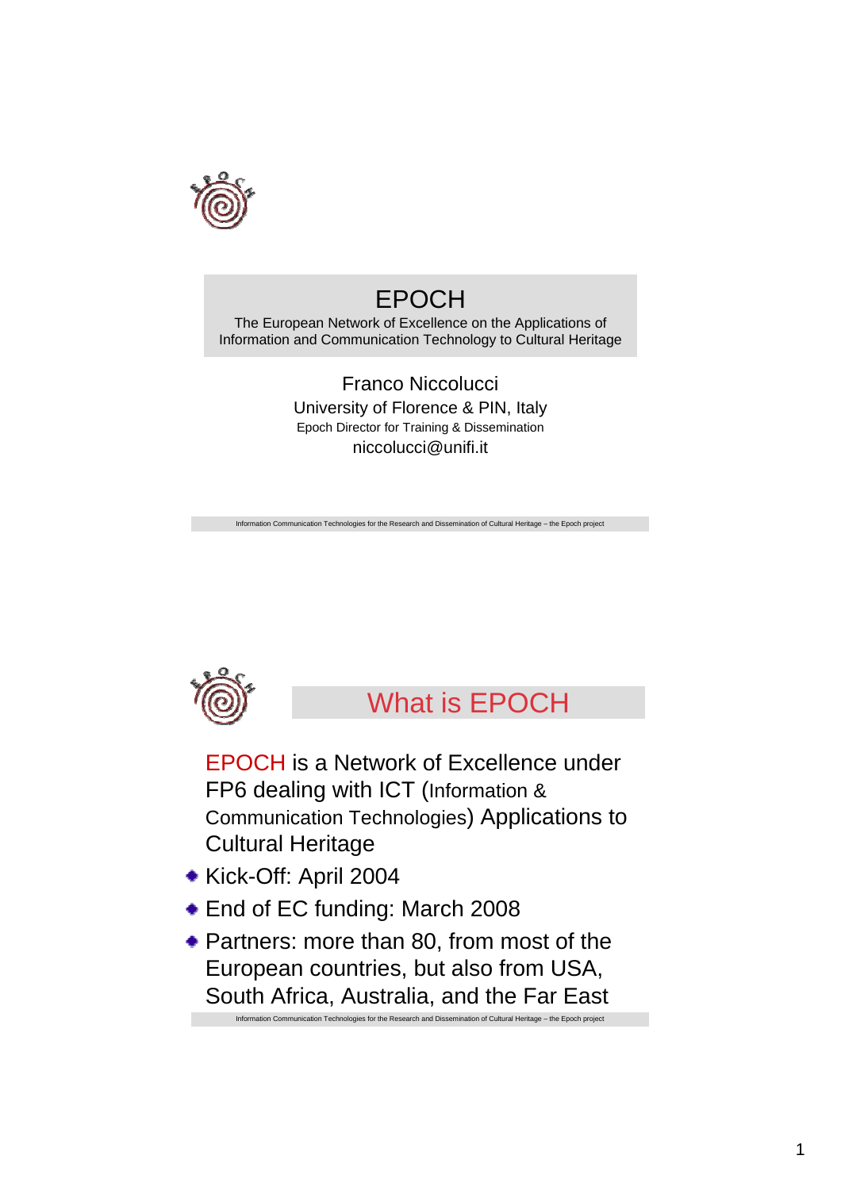# EPOCH

The European Network of Excellence on the Applications of Information and Communication Technology to Cultural Heritage

Franco Niccolucci
University of Florence & PIN, Italy
Epoch Director for Training & Dissemination
niccolucci@unifi.it

## What is EPOCH

EPOCH is a Network of Excellence under FP6 dealing with ICT (Information & Communication Technologies) Applications to Cultural Heritage

- Kick-Off: April 2004
- End of EC funding: March 2008
- Partners: more than 80, from most of the European countries, but also from USA, South Africa, Australia, and the Far East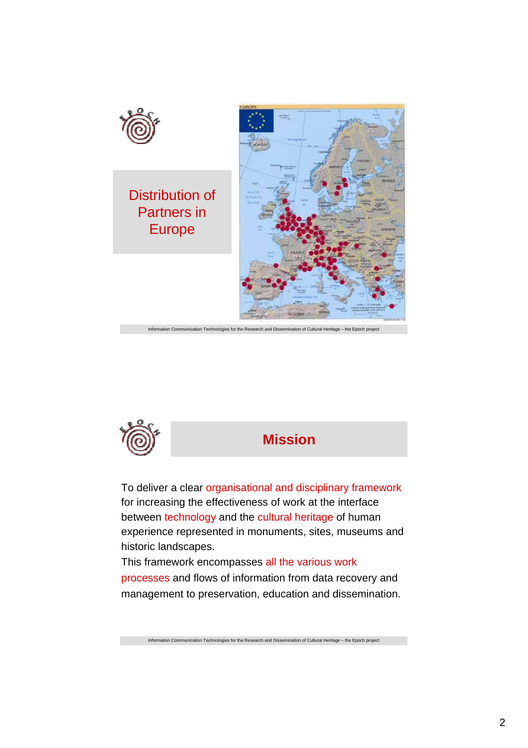## Distribution of Partners in Europe

## Mission

To deliver a clear organisational and disciplinary framework for increasing the effectiveness of work at the interface between technology and the cultural heritage of human experience represented in monuments, sites, museums and historic landscapes.

This framework encompasses all the various work processes and flows of information from data recovery and management to preservation, education and dissemination.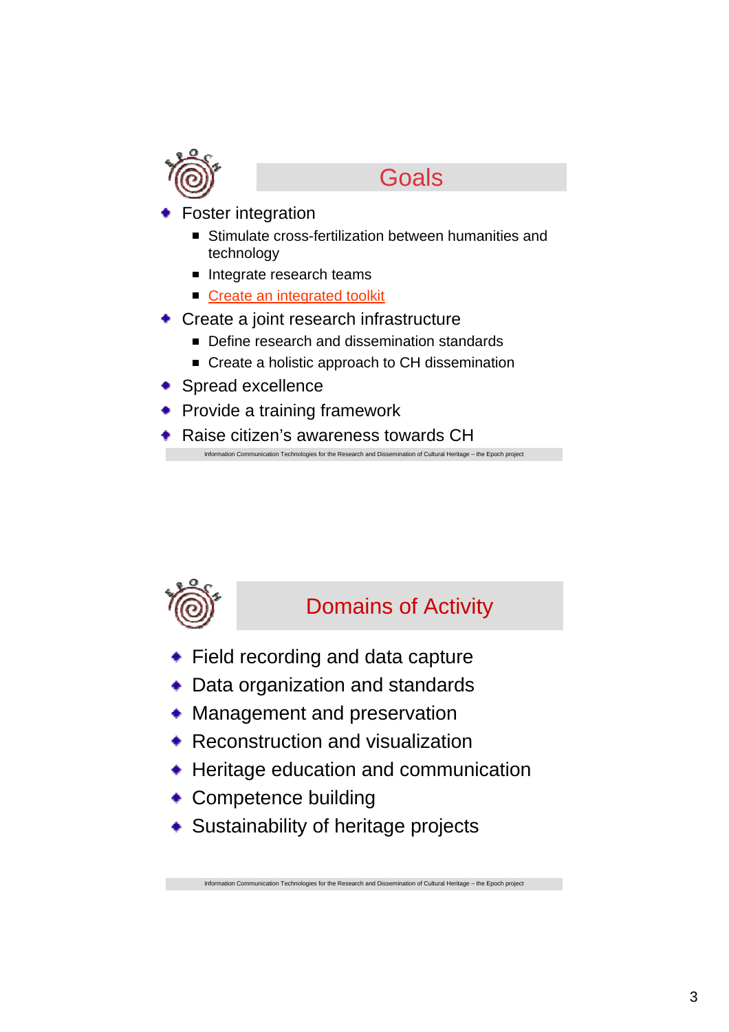## Goals

- Foster integration
  - Stimulate cross-fertilization between humanities and technology
  - Integrate research teams
  - Create an integrated toolkit
- Create a joint research infrastructure
  - Define research and dissemination standards
  - Create a holistic approach to CH dissemination
- Spread excellence
- Provide a training framework
- Raise citizen's awareness towards CH

Information Communication Technologies for the Research and Dissemination of Cultural Heritage – the Epoch project

## Domains of Activity

- Field recording and data capture
- Data organization and standards
- Management and preservation
- Reconstruction and visualization
- Heritage education and communication
- Competence building
- Sustainability of heritage projects

Information Communication Technologies for the Research and Dissemination of Cultural Heritage – the Epoch project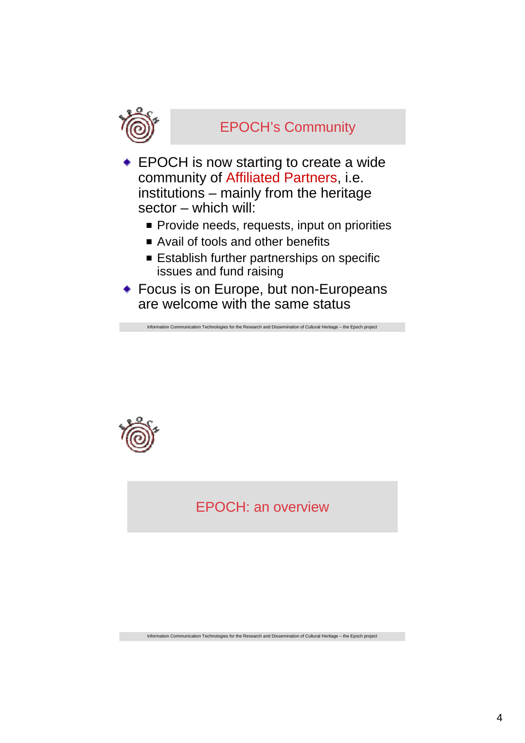## EPOCH's Community

- EPOCH is now starting to create a wide community of Affiliated Partners, i.e. institutions – mainly from the heritage sector – which will:
  - Provide needs, requests, input on priorities
  - Avail of tools and other benefits
  - Establish further partnerships on specific issues and fund raising
- Focus is on Europe, but non-Europeans are welcome with the same status

Information Communication Technologies for the Research and Dissemination of Cultural Heritage – the Epoch project

## EPOCH: an overview

Information Communication Technologies for the Research and Dissemination of Cultural Heritage – the Epoch project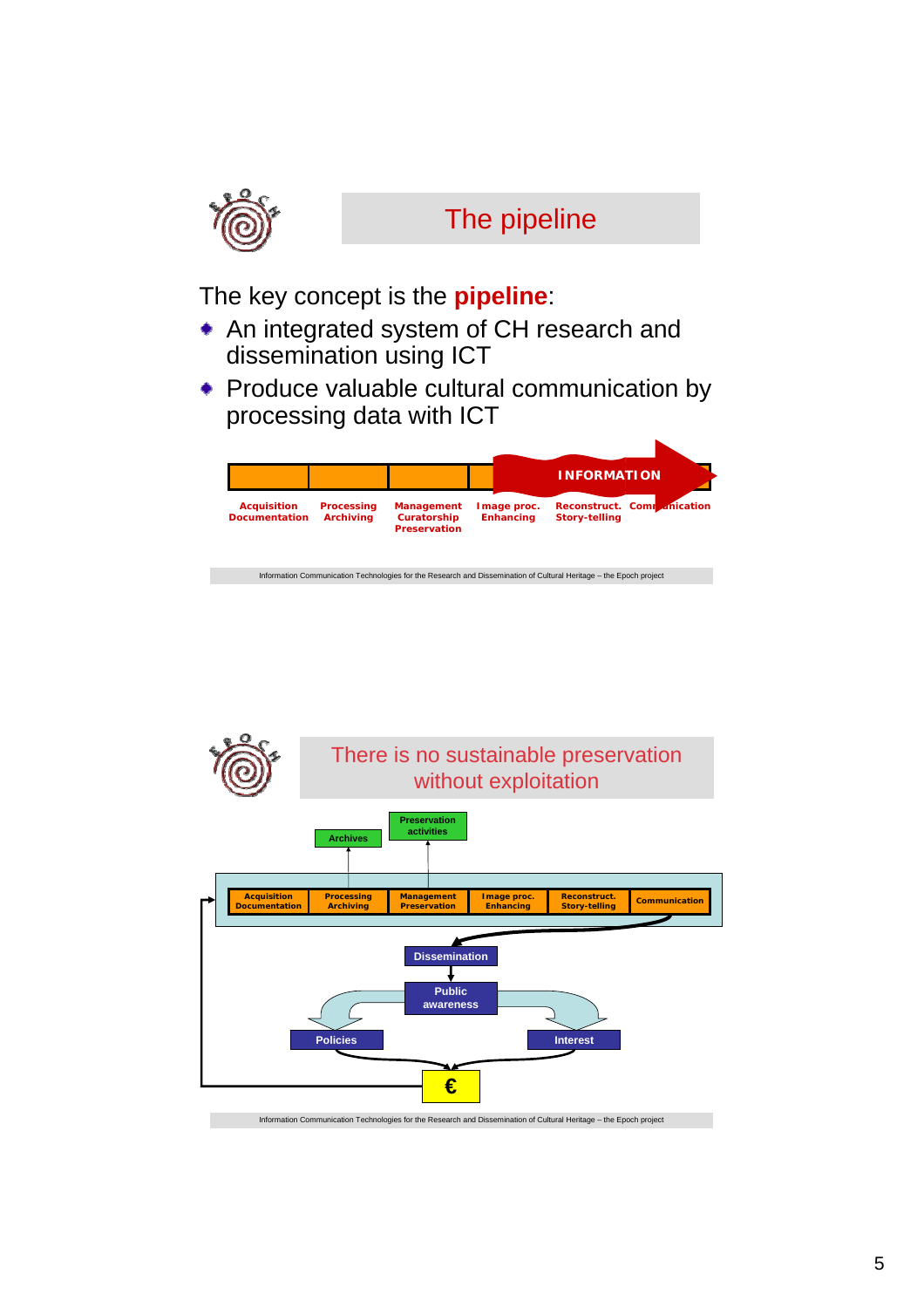# The pipeline

The key concept is the **pipeline**:

- An integrated system of CH research and dissemination using ICT
- Produce valuable cultural communication by processing data with ICT

INFORMATION

| Acquisition Documentation | Processing Archiving | Management Curatorship Preservation | Image proc. Enhancing | Reconstruct. Story-telling | Communication |
|---|---|---|---|---|---|

Information Communication Technologies for the Research and Dissemination of Cultural Heritage – the Epoch project

# There is no sustainable preservation without exploitation

Archives

Preservation activities

| Acquisition Documentation | Processing Archiving | Management Preservation | Image proc. Enhancing | Reconstruct. Story-telling | Communication |
|---|---|---|---|---|---|

Dissemination

Public awareness

Policies

Interest

€

Information Communication Technologies for the Research and Dissemination of Cultural Heritage – the Epoch project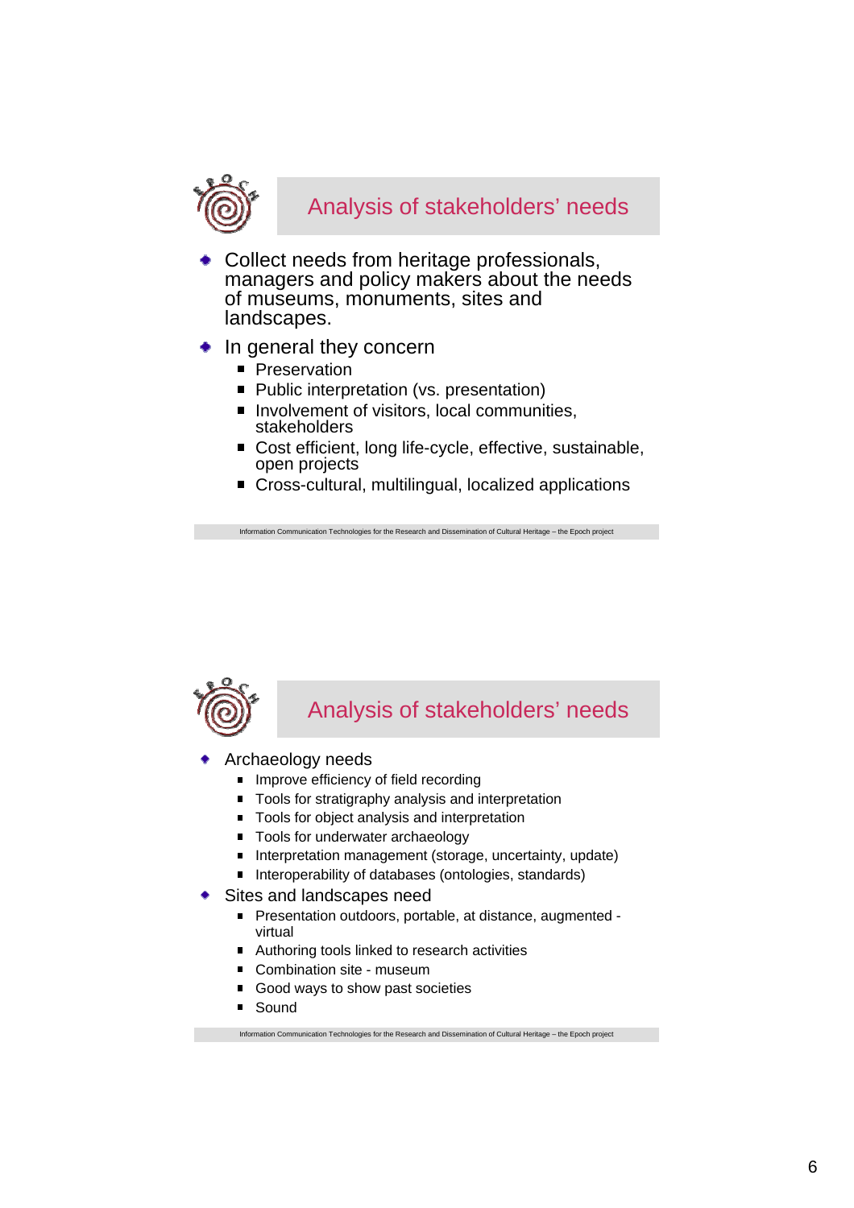## Analysis of stakeholders' needs

- Collect needs from heritage professionals, managers and policy makers about the needs of museums, monuments, sites and landscapes.
- In general they concern
  - Preservation
  - Public interpretation (vs. presentation)
  - Involvement of visitors, local communities, stakeholders
  - Cost efficient, long life-cycle, effective, sustainable, open projects
  - Cross-cultural, multilingual, localized applications

## Analysis of stakeholders' needs

- Archaeology needs
  - Improve efficiency of field recording
  - Tools for stratigraphy analysis and interpretation
  - Tools for object analysis and interpretation
  - Tools for underwater archaeology
  - Interpretation management (storage, uncertainty, update)
  - Interoperability of databases (ontologies, standards)
- Sites and landscapes need
  - Presentation outdoors, portable, at distance, augmented - virtual
  - Authoring tools linked to research activities
  - Combination site - museum
  - Good ways to show past societies
  - Sound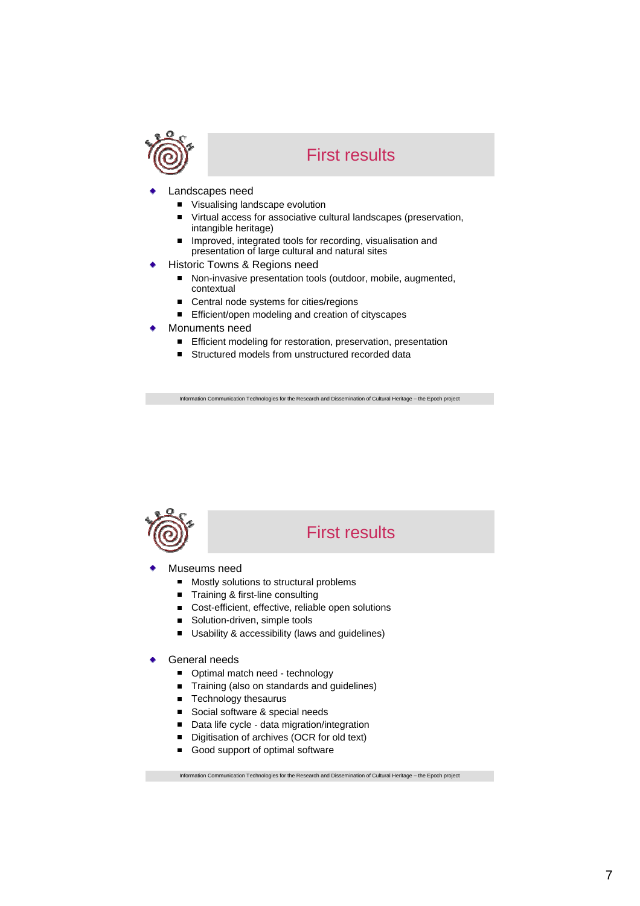## First results

- Landscapes need
  - Visualising landscape evolution
  - Virtual access for associative cultural landscapes (preservation, intangible heritage)
  - Improved, integrated tools for recording, visualisation and presentation of large cultural and natural sites
- Historic Towns & Regions need
  - Non-invasive presentation tools (outdoor, mobile, augmented, contextual
  - Central node systems for cities/regions
  - Efficient/open modeling and creation of cityscapes
- Monuments need
  - Efficient modeling for restoration, preservation, presentation
  - Structured models from unstructured recorded data

Information Communication Technologies for the Research and Dissemination of Cultural Heritage – the Epoch project

## First results

- Museums need
  - Mostly solutions to structural problems
  - Training & first-line consulting
  - Cost-efficient, effective, reliable open solutions
  - Solution-driven, simple tools
  - Usability & accessibility (laws and guidelines)
- General needs
  - Optimal match need - technology
  - Training (also on standards and guidelines)
  - Technology thesaurus
  - Social software & special needs
  - Data life cycle - data migration/integration
  - Digitisation of archives (OCR for old text)
  - Good support of optimal software

Information Communication Technologies for the Research and Dissemination of Cultural Heritage – the Epoch project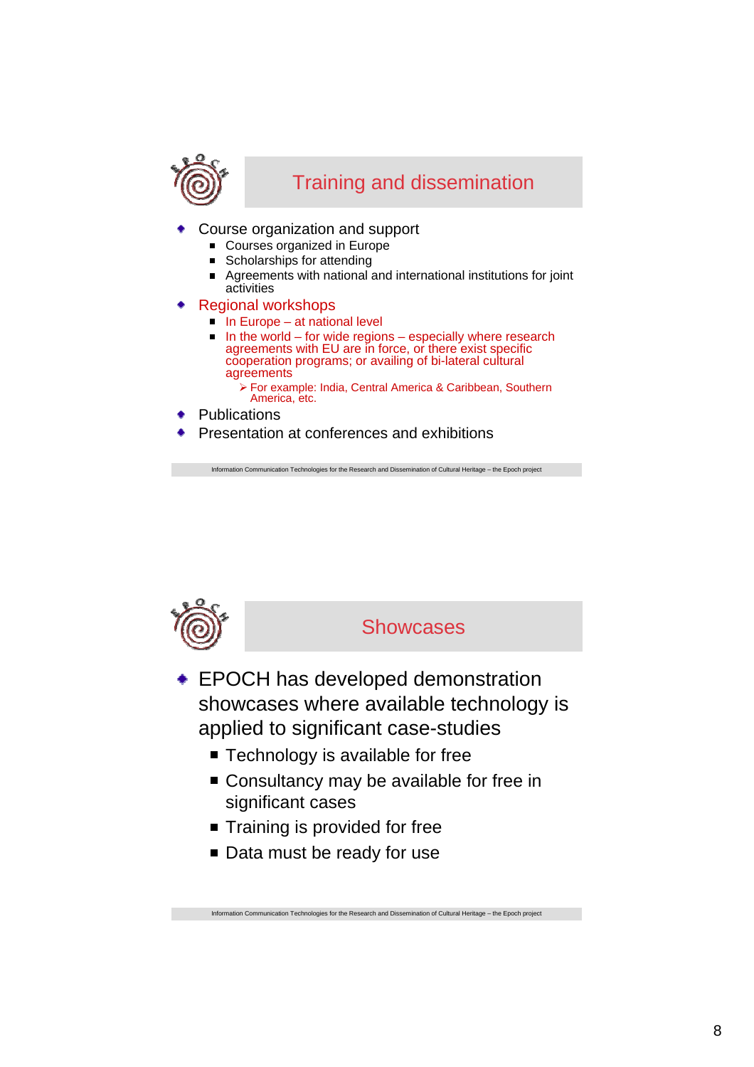## Training and dissemination

- Course organization and support
  - Courses organized in Europe
  - Scholarships for attending
  - Agreements with national and international institutions for joint activities
- Regional workshops
  - In Europe – at national level
  - In the world – for wide regions – especially where research agreements with EU are in force, or there exist specific cooperation programs; or availing of bi-lateral cultural agreements
    - For example: India, Central America & Caribbean, Southern America, etc.
- Publications
- Presentation at conferences and exhibitions

Information Communication Technologies for the Research and Dissemination of Cultural Heritage – the Epoch project

## Showcases

- EPOCH has developed demonstration showcases where available technology is applied to significant case-studies
  - Technology is available for free
  - Consultancy may be available for free in significant cases
  - Training is provided for free
  - Data must be ready for use

Information Communication Technologies for the Research and Dissemination of Cultural Heritage – the Epoch project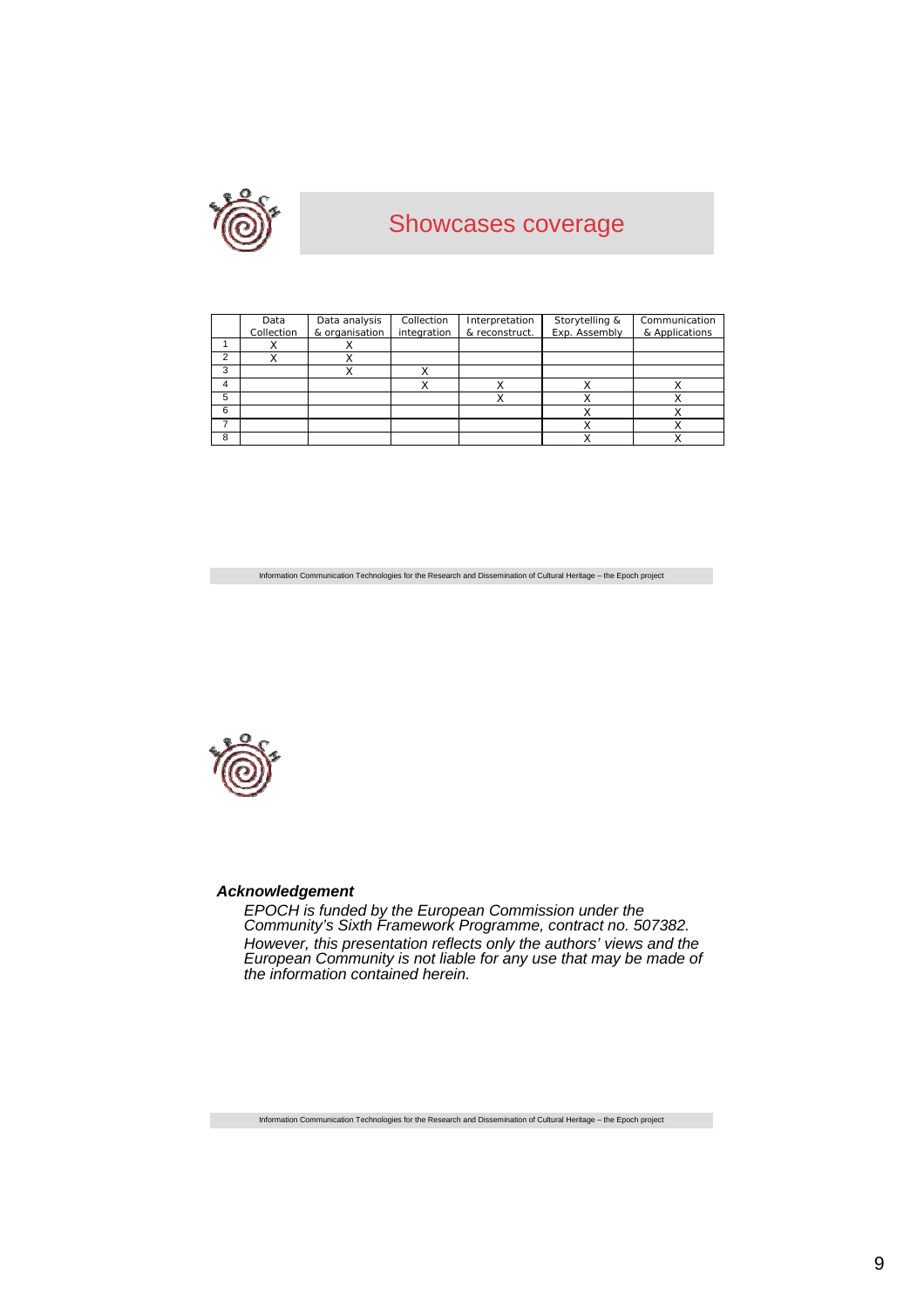## Showcases coverage

| | Data Collection | Data analysis & organisation | Collection integration | Interpretation & reconstruct. | Storytelling & Exp. Assembly | Communication & Applications |
|---|---|---|---|---|---|---|
| 1 | X | X | | | | |
| 2 | X | X | | | | |
| 3 | | X | X | | | |
| 4 | | | X | X | X | X |
| 5 | | | | X | X | X |
| 6 | | | | | X | X |
| 7 | | | | | X | X |
| 8 | | | | | X | X |

Information Communication Technologies for the Research and Dissemination of Cultural Heritage – the Epoch project

***Acknowledgement***

*EPOCH is funded by the European Commission under the Community's Sixth Framework Programme, contract no. 507382. However, this presentation reflects only the authors' views and the European Community is not liable for any use that may be made of the information contained herein.*

Information Communication Technologies for the Research and Dissemination of Cultural Heritage – the Epoch project